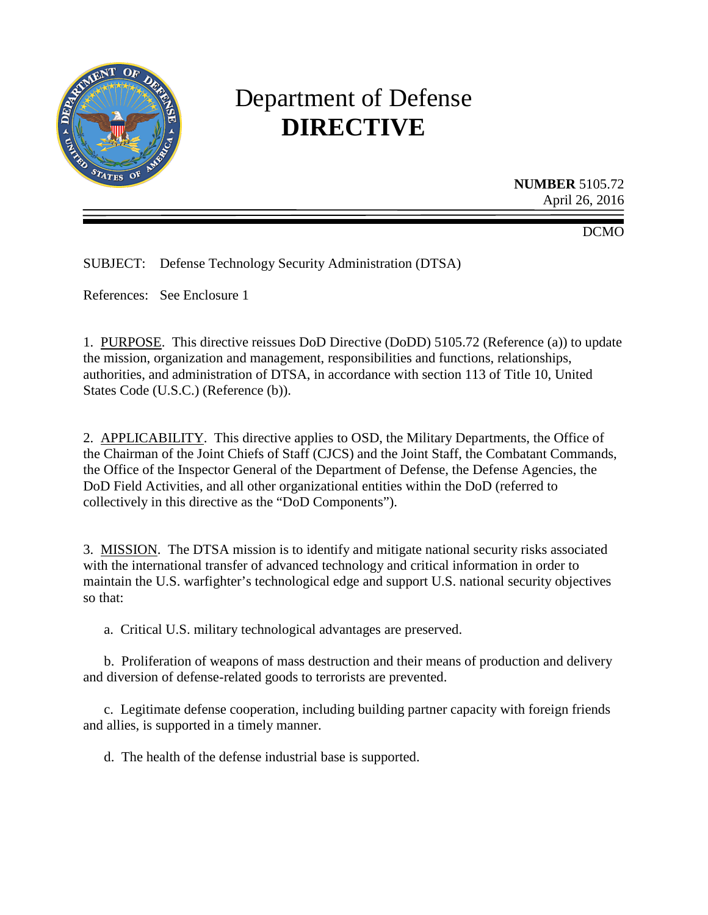# Department of Defense **DIRECTIVE**

**NUMBER** 5105.72
April 26, 2016

DCMO

SUBJECT: Defense Technology Security Administration (DTSA)

References: See Enclosure 1

1. PURPOSE. This directive reissues DoD Directive (DoDD) 5105.72 (Reference (a)) to update the mission, organization and management, responsibilities and functions, relationships, authorities, and administration of DTSA, in accordance with section 113 of Title 10, United States Code (U.S.C.) (Reference (b)).

2. APPLICABILITY. This directive applies to OSD, the Military Departments, the Office of the Chairman of the Joint Chiefs of Staff (CJCS) and the Joint Staff, the Combatant Commands, the Office of the Inspector General of the Department of Defense, the Defense Agencies, the DoD Field Activities, and all other organizational entities within the DoD (referred to collectively in this directive as the "DoD Components").

3. MISSION. The DTSA mission is to identify and mitigate national security risks associated with the international transfer of advanced technology and critical information in order to maintain the U.S. warfighter's technological edge and support U.S. national security objectives so that:

a. Critical U.S. military technological advantages are preserved.

b. Proliferation of weapons of mass destruction and their means of production and delivery and diversion of defense-related goods to terrorists are prevented.

c. Legitimate defense cooperation, including building partner capacity with foreign friends and allies, is supported in a timely manner.

d. The health of the defense industrial base is supported.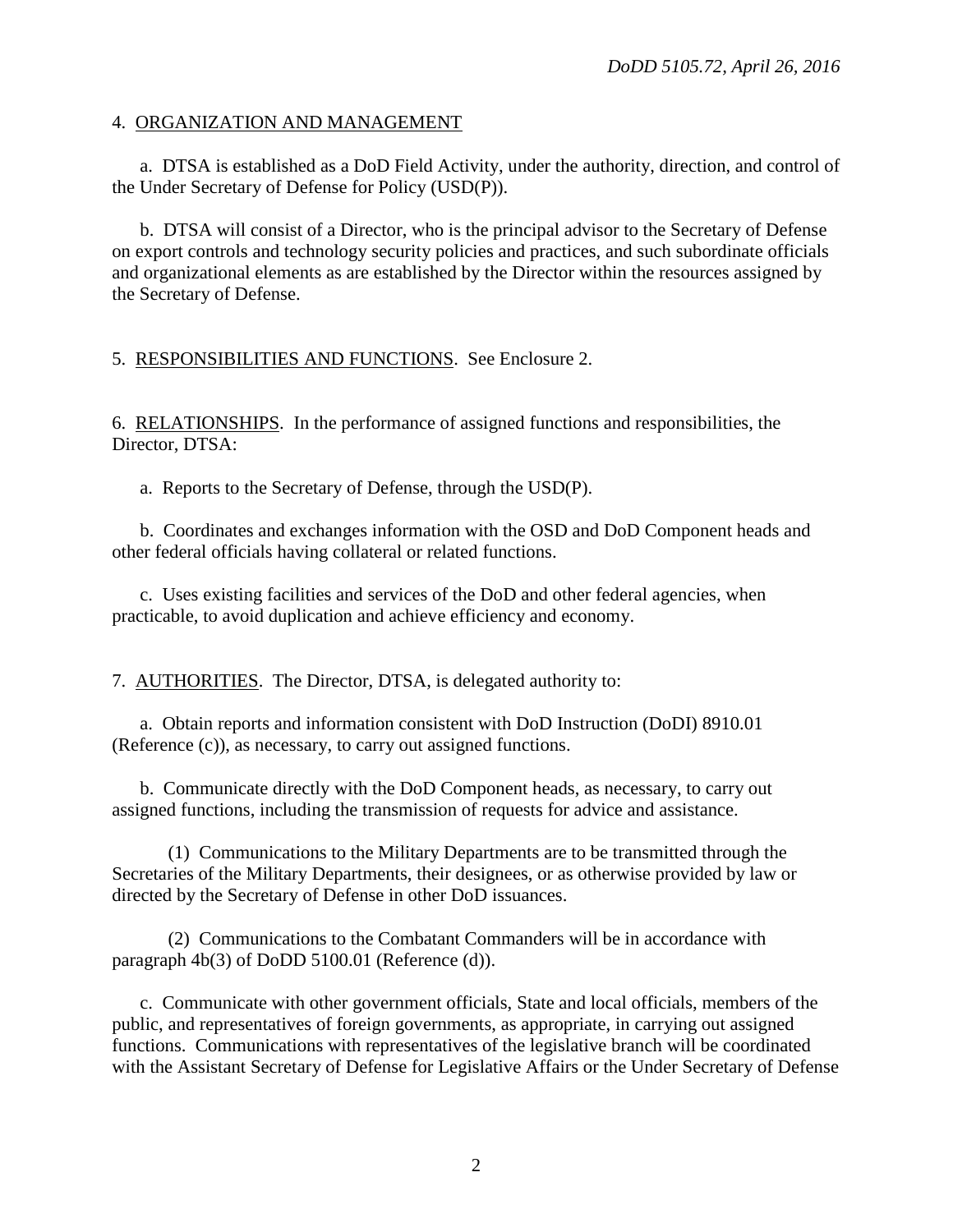4. <u>ORGANIZATION AND MANAGEMENT</u>

a. DTSA is established as a DoD Field Activity, under the authority, direction, and control of the Under Secretary of Defense for Policy (USD(P)).

b. DTSA will consist of a Director, who is the principal advisor to the Secretary of Defense on export controls and technology security policies and practices, and such subordinate officials and organizational elements as are established by the Director within the resources assigned by the Secretary of Defense.

5. <u>RESPONSIBILITIES AND FUNCTIONS</u>. See Enclosure 2.

6. <u>RELATIONSHIPS</u>. In the performance of assigned functions and responsibilities, the Director, DTSA:

a. Reports to the Secretary of Defense, through the USD(P).

b. Coordinates and exchanges information with the OSD and DoD Component heads and other federal officials having collateral or related functions.

c. Uses existing facilities and services of the DoD and other federal agencies, when practicable, to avoid duplication and achieve efficiency and economy.

7. <u>AUTHORITIES</u>. The Director, DTSA, is delegated authority to:

a. Obtain reports and information consistent with DoD Instruction (DoDI) 8910.01 (Reference (c)), as necessary, to carry out assigned functions.

b. Communicate directly with the DoD Component heads, as necessary, to carry out assigned functions, including the transmission of requests for advice and assistance.

(1) Communications to the Military Departments are to be transmitted through the Secretaries of the Military Departments, their designees, or as otherwise provided by law or directed by the Secretary of Defense in other DoD issuances.

(2) Communications to the Combatant Commanders will be in accordance with paragraph 4b(3) of DoDD 5100.01 (Reference (d)).

c. Communicate with other government officials, State and local officials, members of the public, and representatives of foreign governments, as appropriate, in carrying out assigned functions. Communications with representatives of the legislative branch will be coordinated with the Assistant Secretary of Defense for Legislative Affairs or the Under Secretary of Defense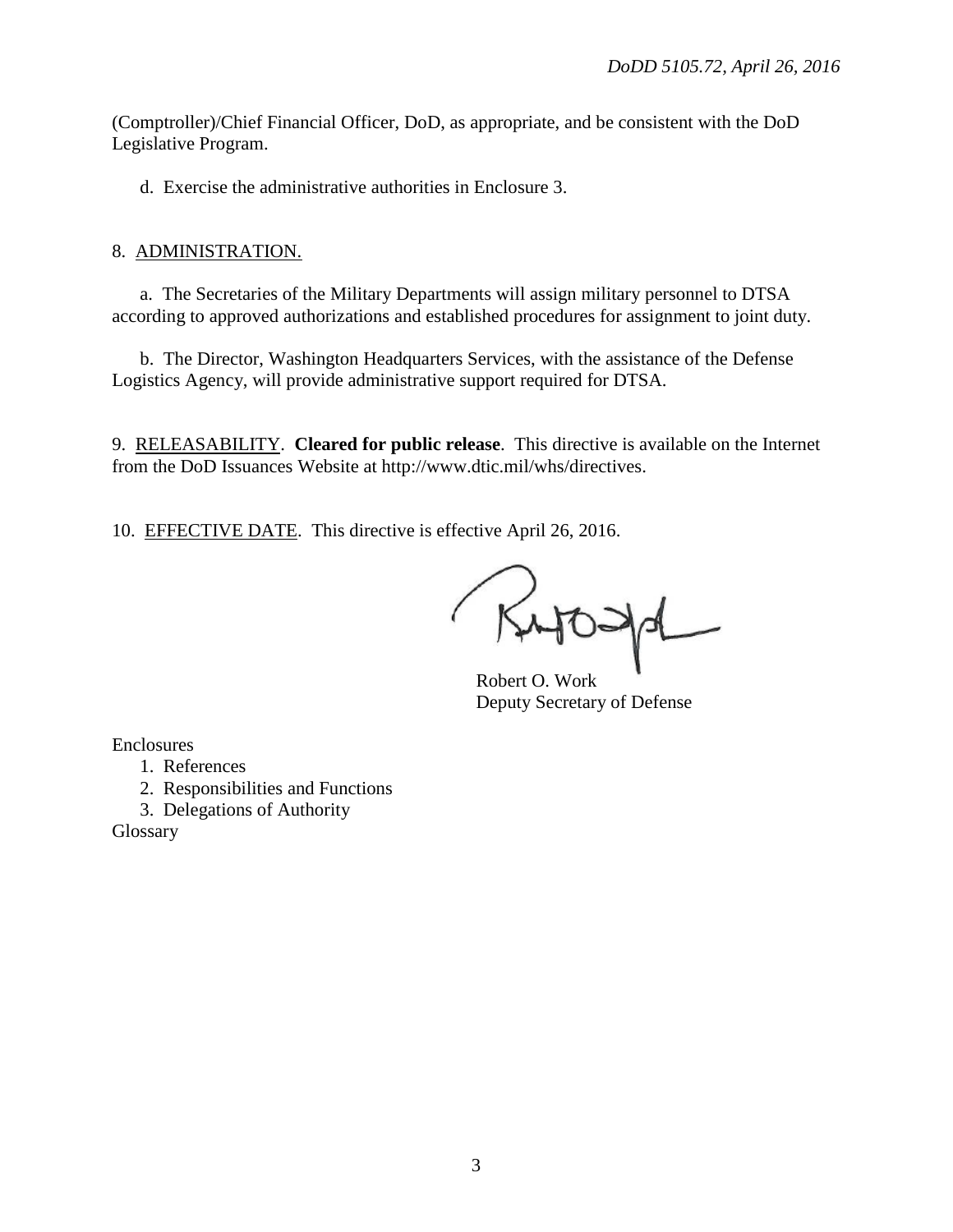(Comptroller)/Chief Financial Officer, DoD, as appropriate, and be consistent with the DoD Legislative Program.

d. Exercise the administrative authorities in Enclosure 3.

8. ADMINISTRATION.

a. The Secretaries of the Military Departments will assign military personnel to DTSA according to approved authorizations and established procedures for assignment to joint duty.

b. The Director, Washington Headquarters Services, with the assistance of the Defense Logistics Agency, will provide administrative support required for DTSA.

9. RELEASABILITY. **Cleared for public release**. This directive is available on the Internet from the DoD Issuances Website at http://www.dtic.mil/whs/directives.

10. EFFECTIVE DATE. This directive is effective April 26, 2016.

Robert O. Work
Deputy Secretary of Defense

Enclosures
1. References
2. Responsibilities and Functions
3. Delegations of Authority

Glossary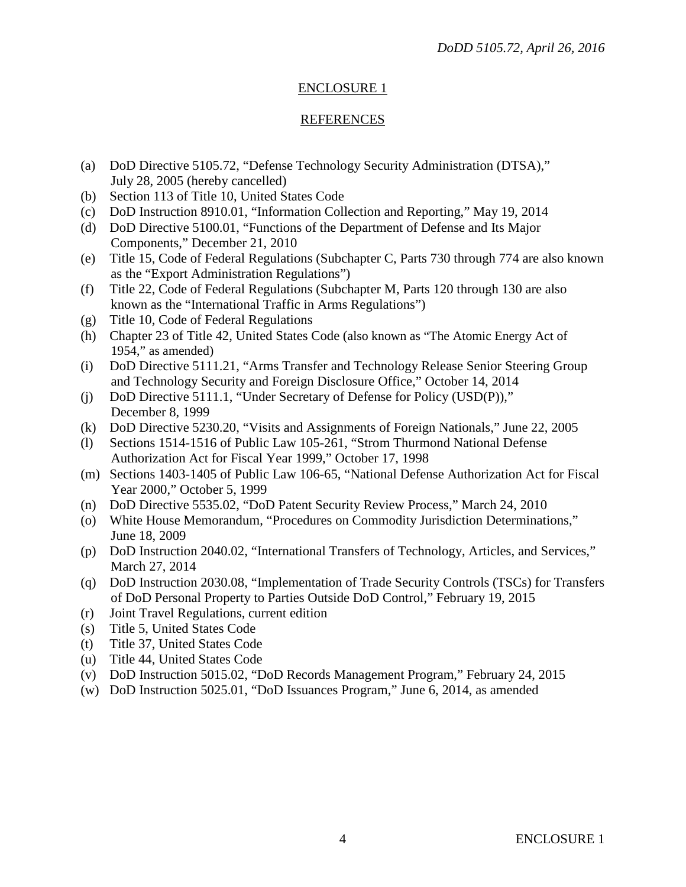## ENCLOSURE 1

## REFERENCES

(a) DoD Directive 5105.72, "Defense Technology Security Administration (DTSA)," July 28, 2005 (hereby cancelled)
(b) Section 113 of Title 10, United States Code
(c) DoD Instruction 8910.01, "Information Collection and Reporting," May 19, 2014
(d) DoD Directive 5100.01, "Functions of the Department of Defense and Its Major Components," December 21, 2010
(e) Title 15, Code of Federal Regulations (Subchapter C, Parts 730 through 774 are also known as the "Export Administration Regulations")
(f) Title 22, Code of Federal Regulations (Subchapter M, Parts 120 through 130 are also known as the "International Traffic in Arms Regulations")
(g) Title 10, Code of Federal Regulations
(h) Chapter 23 of Title 42, United States Code (also known as "The Atomic Energy Act of 1954," as amended)
(i) DoD Directive 5111.21, "Arms Transfer and Technology Release Senior Steering Group and Technology Security and Foreign Disclosure Office," October 14, 2014
(j) DoD Directive 5111.1, "Under Secretary of Defense for Policy (USD(P))," December 8, 1999
(k) DoD Directive 5230.20, "Visits and Assignments of Foreign Nationals," June 22, 2005
(l) Sections 1514-1516 of Public Law 105-261, "Strom Thurmond National Defense Authorization Act for Fiscal Year 1999," October 17, 1998
(m) Sections 1403-1405 of Public Law 106-65, "National Defense Authorization Act for Fiscal Year 2000," October 5, 1999
(n) DoD Directive 5535.02, "DoD Patent Security Review Process," March 24, 2010
(o) White House Memorandum, "Procedures on Commodity Jurisdiction Determinations," June 18, 2009
(p) DoD Instruction 2040.02, "International Transfers of Technology, Articles, and Services," March 27, 2014
(q) DoD Instruction 2030.08, "Implementation of Trade Security Controls (TSCs) for Transfers of DoD Personal Property to Parties Outside DoD Control," February 19, 2015
(r) Joint Travel Regulations, current edition
(s) Title 5, United States Code
(t) Title 37, United States Code
(u) Title 44, United States Code
(v) DoD Instruction 5015.02, "DoD Records Management Program," February 24, 2015
(w) DoD Instruction 5025.01, "DoD Issuances Program," June 6, 2014, as amended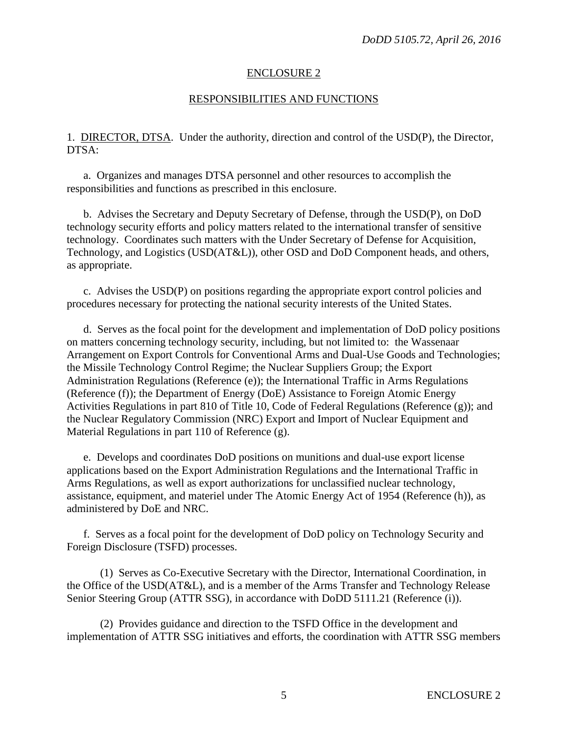## ENCLOSURE 2

## RESPONSIBILITIES AND FUNCTIONS

1. DIRECTOR, DTSA. Under the authority, direction and control of the USD(P), the Director, DTSA:

a. Organizes and manages DTSA personnel and other resources to accomplish the responsibilities and functions as prescribed in this enclosure.

b. Advises the Secretary and Deputy Secretary of Defense, through the USD(P), on DoD technology security efforts and policy matters related to the international transfer of sensitive technology. Coordinates such matters with the Under Secretary of Defense for Acquisition, Technology, and Logistics (USD(AT&L)), other OSD and DoD Component heads, and others, as appropriate.

c. Advises the USD(P) on positions regarding the appropriate export control policies and procedures necessary for protecting the national security interests of the United States.

d. Serves as the focal point for the development and implementation of DoD policy positions on matters concerning technology security, including, but not limited to: the Wassenaar Arrangement on Export Controls for Conventional Arms and Dual-Use Goods and Technologies; the Missile Technology Control Regime; the Nuclear Suppliers Group; the Export Administration Regulations (Reference (e)); the International Traffic in Arms Regulations (Reference (f)); the Department of Energy (DoE) Assistance to Foreign Atomic Energy Activities Regulations in part 810 of Title 10, Code of Federal Regulations (Reference (g)); and the Nuclear Regulatory Commission (NRC) Export and Import of Nuclear Equipment and Material Regulations in part 110 of Reference (g).

e. Develops and coordinates DoD positions on munitions and dual-use export license applications based on the Export Administration Regulations and the International Traffic in Arms Regulations, as well as export authorizations for unclassified nuclear technology, assistance, equipment, and materiel under The Atomic Energy Act of 1954 (Reference (h)), as administered by DoE and NRC.

f. Serves as a focal point for the development of DoD policy on Technology Security and Foreign Disclosure (TSFD) processes.

(1) Serves as Co-Executive Secretary with the Director, International Coordination, in the Office of the USD(AT&L), and is a member of the Arms Transfer and Technology Release Senior Steering Group (ATTR SSG), in accordance with DoDD 5111.21 (Reference (i)).

(2) Provides guidance and direction to the TSFD Office in the development and implementation of ATTR SSG initiatives and efforts, the coordination with ATTR SSG members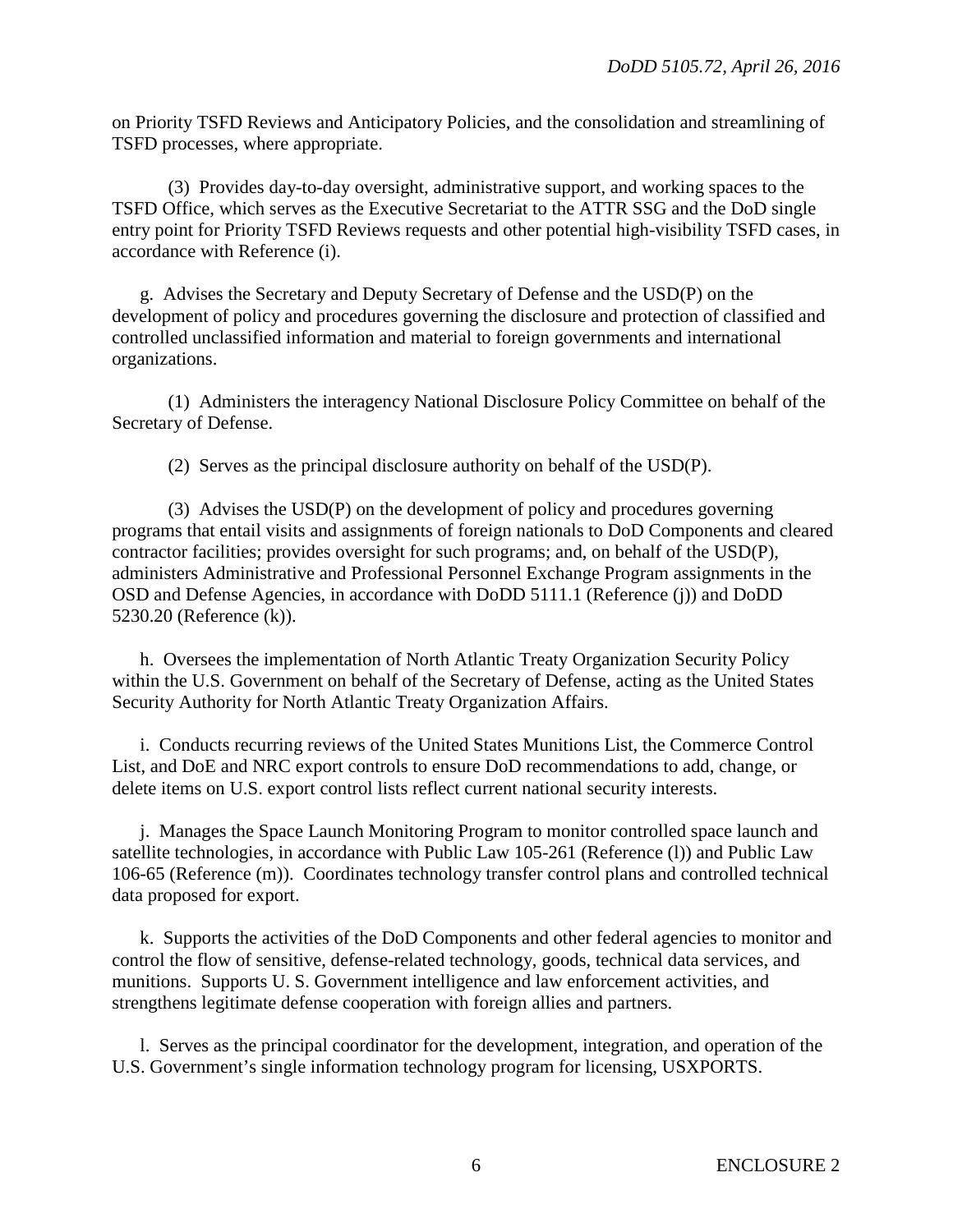on Priority TSFD Reviews and Anticipatory Policies, and the consolidation and streamlining of TSFD processes, where appropriate.

(3) Provides day-to-day oversight, administrative support, and working spaces to the TSFD Office, which serves as the Executive Secretariat to the ATTR SSG and the DoD single entry point for Priority TSFD Reviews requests and other potential high-visibility TSFD cases, in accordance with Reference (i).

g. Advises the Secretary and Deputy Secretary of Defense and the USD(P) on the development of policy and procedures governing the disclosure and protection of classified and controlled unclassified information and material to foreign governments and international organizations.

(1) Administers the interagency National Disclosure Policy Committee on behalf of the Secretary of Defense.

(2) Serves as the principal disclosure authority on behalf of the USD(P).

(3) Advises the USD(P) on the development of policy and procedures governing programs that entail visits and assignments of foreign nationals to DoD Components and cleared contractor facilities; provides oversight for such programs; and, on behalf of the USD(P), administers Administrative and Professional Personnel Exchange Program assignments in the OSD and Defense Agencies, in accordance with DoDD 5111.1 (Reference (j)) and DoDD 5230.20 (Reference (k)).

h. Oversees the implementation of North Atlantic Treaty Organization Security Policy within the U.S. Government on behalf of the Secretary of Defense, acting as the United States Security Authority for North Atlantic Treaty Organization Affairs.

i. Conducts recurring reviews of the United States Munitions List, the Commerce Control List, and DoE and NRC export controls to ensure DoD recommendations to add, change, or delete items on U.S. export control lists reflect current national security interests.

j. Manages the Space Launch Monitoring Program to monitor controlled space launch and satellite technologies, in accordance with Public Law 105-261 (Reference (l)) and Public Law 106-65 (Reference (m)). Coordinates technology transfer control plans and controlled technical data proposed for export.

k. Supports the activities of the DoD Components and other federal agencies to monitor and control the flow of sensitive, defense-related technology, goods, technical data services, and munitions. Supports U. S. Government intelligence and law enforcement activities, and strengthens legitimate defense cooperation with foreign allies and partners.

l. Serves as the principal coordinator for the development, integration, and operation of the U.S. Government's single information technology program for licensing, USXPORTS.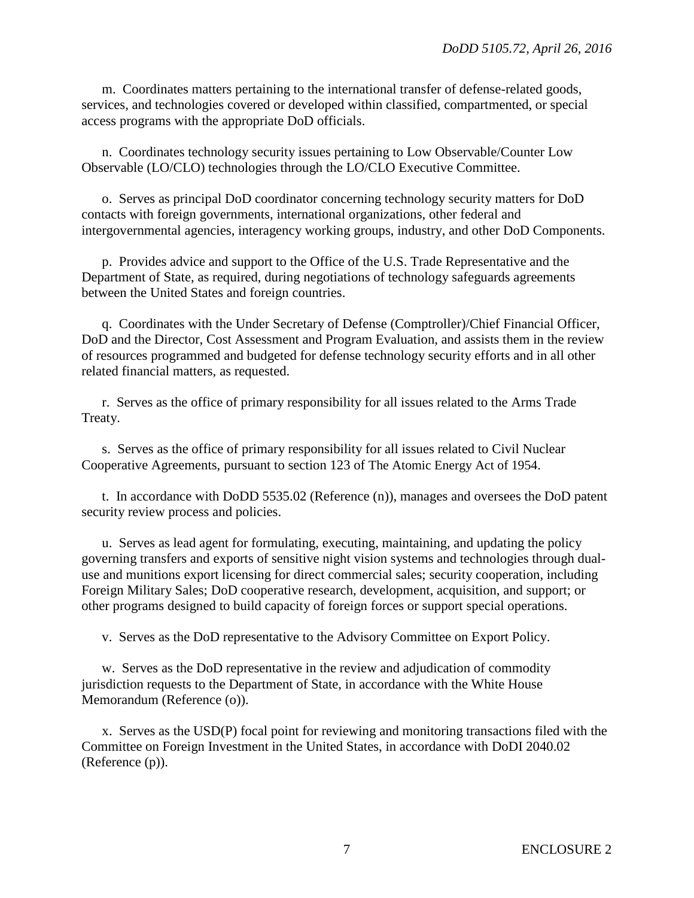m. Coordinates matters pertaining to the international transfer of defense-related goods, services, and technologies covered or developed within classified, compartmented, or special access programs with the appropriate DoD officials.

n. Coordinates technology security issues pertaining to Low Observable/Counter Low Observable (LO/CLO) technologies through the LO/CLO Executive Committee.

o. Serves as principal DoD coordinator concerning technology security matters for DoD contacts with foreign governments, international organizations, other federal and intergovernmental agencies, interagency working groups, industry, and other DoD Components.

p. Provides advice and support to the Office of the U.S. Trade Representative and the Department of State, as required, during negotiations of technology safeguards agreements between the United States and foreign countries.

q. Coordinates with the Under Secretary of Defense (Comptroller)/Chief Financial Officer, DoD and the Director, Cost Assessment and Program Evaluation, and assists them in the review of resources programmed and budgeted for defense technology security efforts and in all other related financial matters, as requested.

r. Serves as the office of primary responsibility for all issues related to the Arms Trade Treaty.

s. Serves as the office of primary responsibility for all issues related to Civil Nuclear Cooperative Agreements, pursuant to section 123 of The Atomic Energy Act of 1954.

t. In accordance with DoDD 5535.02 (Reference (n)), manages and oversees the DoD patent security review process and policies.

u. Serves as lead agent for formulating, executing, maintaining, and updating the policy governing transfers and exports of sensitive night vision systems and technologies through dual-use and munitions export licensing for direct commercial sales; security cooperation, including Foreign Military Sales; DoD cooperative research, development, acquisition, and support; or other programs designed to build capacity of foreign forces or support special operations.

v. Serves as the DoD representative to the Advisory Committee on Export Policy.

w. Serves as the DoD representative in the review and adjudication of commodity jurisdiction requests to the Department of State, in accordance with the White House Memorandum (Reference (o)).

x. Serves as the USD(P) focal point for reviewing and monitoring transactions filed with the Committee on Foreign Investment in the United States, in accordance with DoDI 2040.02 (Reference (p)).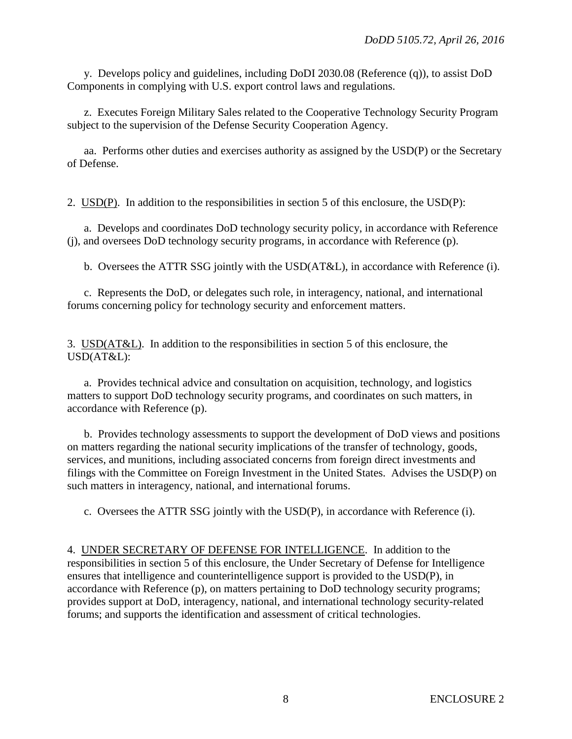y. Develops policy and guidelines, including DoDI 2030.08 (Reference (q)), to assist DoD Components in complying with U.S. export control laws and regulations.

z. Executes Foreign Military Sales related to the Cooperative Technology Security Program subject to the supervision of the Defense Security Cooperation Agency.

aa. Performs other duties and exercises authority as assigned by the USD(P) or the Secretary of Defense.

2. USD(P). In addition to the responsibilities in section 5 of this enclosure, the USD(P):

a. Develops and coordinates DoD technology security policy, in accordance with Reference (j), and oversees DoD technology security programs, in accordance with Reference (p).

b. Oversees the ATTR SSG jointly with the USD(AT&L), in accordance with Reference (i).

c. Represents the DoD, or delegates such role, in interagency, national, and international forums concerning policy for technology security and enforcement matters.

3. USD(AT&L). In addition to the responsibilities in section 5 of this enclosure, the USD(AT&L):

a. Provides technical advice and consultation on acquisition, technology, and logistics matters to support DoD technology security programs, and coordinates on such matters, in accordance with Reference (p).

b. Provides technology assessments to support the development of DoD views and positions on matters regarding the national security implications of the transfer of technology, goods, services, and munitions, including associated concerns from foreign direct investments and filings with the Committee on Foreign Investment in the United States. Advises the USD(P) on such matters in interagency, national, and international forums.

c. Oversees the ATTR SSG jointly with the USD(P), in accordance with Reference (i).

4. UNDER SECRETARY OF DEFENSE FOR INTELLIGENCE. In addition to the responsibilities in section 5 of this enclosure, the Under Secretary of Defense for Intelligence ensures that intelligence and counterintelligence support is provided to the USD(P), in accordance with Reference (p), on matters pertaining to DoD technology security programs; provides support at DoD, interagency, national, and international technology security-related forums; and supports the identification and assessment of critical technologies.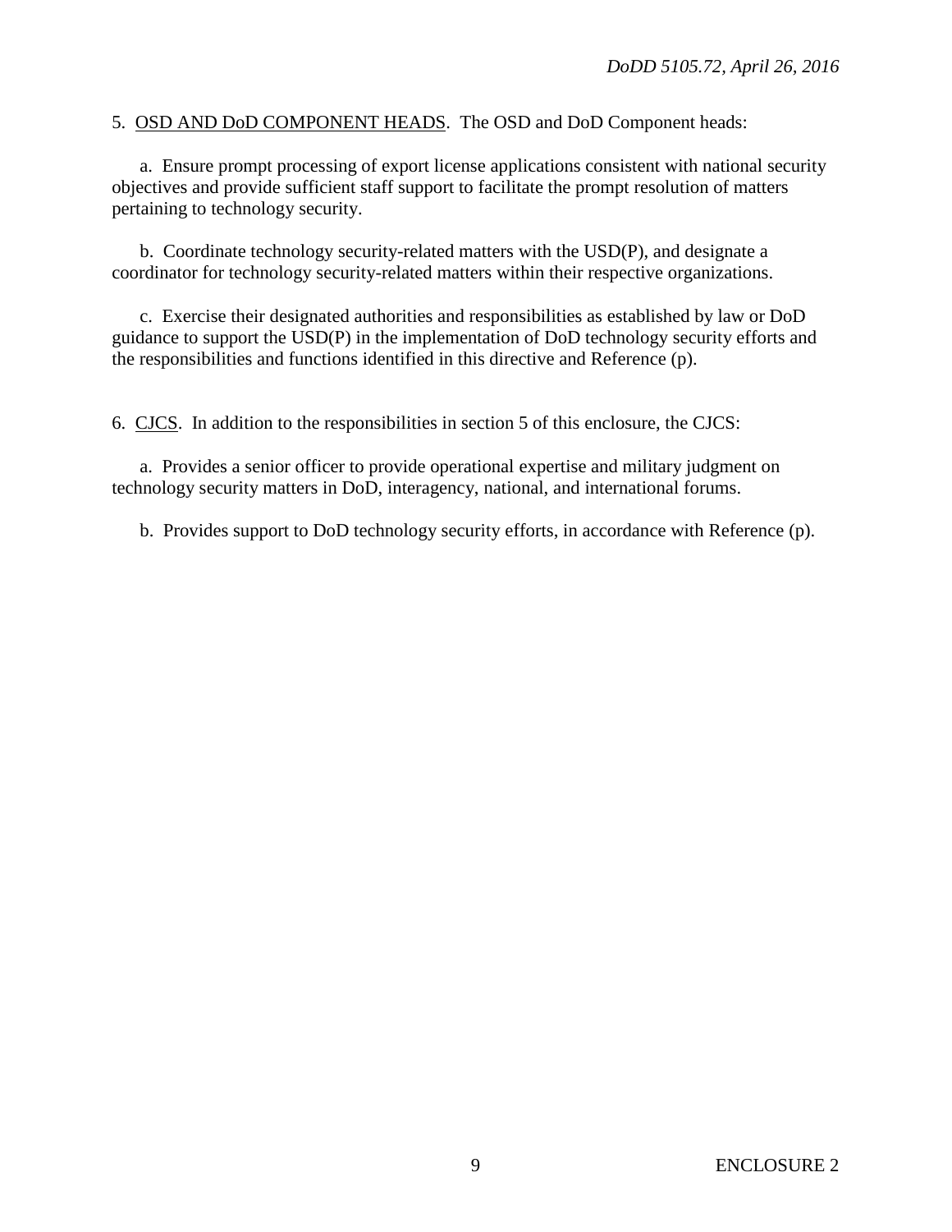5. <u>OSD AND DoD COMPONENT HEADS</u>. The OSD and DoD Component heads:

a. Ensure prompt processing of export license applications consistent with national security objectives and provide sufficient staff support to facilitate the prompt resolution of matters pertaining to technology security.

b. Coordinate technology security-related matters with the USD(P), and designate a coordinator for technology security-related matters within their respective organizations.

c. Exercise their designated authorities and responsibilities as established by law or DoD guidance to support the USD(P) in the implementation of DoD technology security efforts and the responsibilities and functions identified in this directive and Reference (p).

6. <u>CJCS</u>. In addition to the responsibilities in section 5 of this enclosure, the CJCS:

a. Provides a senior officer to provide operational expertise and military judgment on technology security matters in DoD, interagency, national, and international forums.

b. Provides support to DoD technology security efforts, in accordance with Reference (p).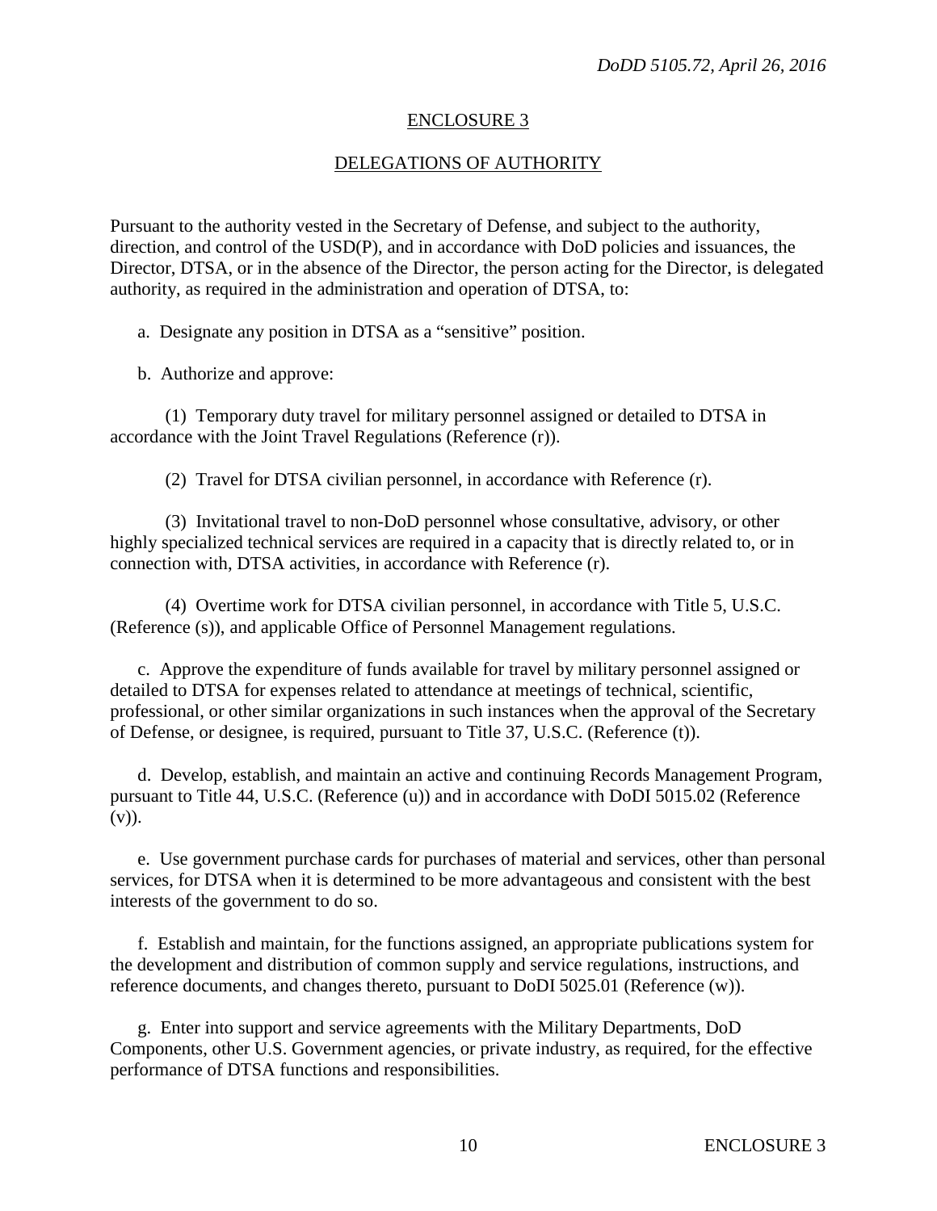## ENCLOSURE 3

## DELEGATIONS OF AUTHORITY

Pursuant to the authority vested in the Secretary of Defense, and subject to the authority, direction, and control of the USD(P), and in accordance with DoD policies and issuances, the Director, DTSA, or in the absence of the Director, the person acting for the Director, is delegated authority, as required in the administration and operation of DTSA, to:

a. Designate any position in DTSA as a "sensitive" position.

b. Authorize and approve:

(1) Temporary duty travel for military personnel assigned or detailed to DTSA in accordance with the Joint Travel Regulations (Reference (r)).

(2) Travel for DTSA civilian personnel, in accordance with Reference (r).

(3) Invitational travel to non-DoD personnel whose consultative, advisory, or other highly specialized technical services are required in a capacity that is directly related to, or in connection with, DTSA activities, in accordance with Reference (r).

(4) Overtime work for DTSA civilian personnel, in accordance with Title 5, U.S.C. (Reference (s)), and applicable Office of Personnel Management regulations.

c. Approve the expenditure of funds available for travel by military personnel assigned or detailed to DTSA for expenses related to attendance at meetings of technical, scientific, professional, or other similar organizations in such instances when the approval of the Secretary of Defense, or designee, is required, pursuant to Title 37, U.S.C. (Reference (t)).

d. Develop, establish, and maintain an active and continuing Records Management Program, pursuant to Title 44, U.S.C. (Reference (u)) and in accordance with DoDI 5015.02 (Reference (v)).

e. Use government purchase cards for purchases of material and services, other than personal services, for DTSA when it is determined to be more advantageous and consistent with the best interests of the government to do so.

f. Establish and maintain, for the functions assigned, an appropriate publications system for the development and distribution of common supply and service regulations, instructions, and reference documents, and changes thereto, pursuant to DoDI 5025.01 (Reference (w)).

g. Enter into support and service agreements with the Military Departments, DoD Components, other U.S. Government agencies, or private industry, as required, for the effective performance of DTSA functions and responsibilities.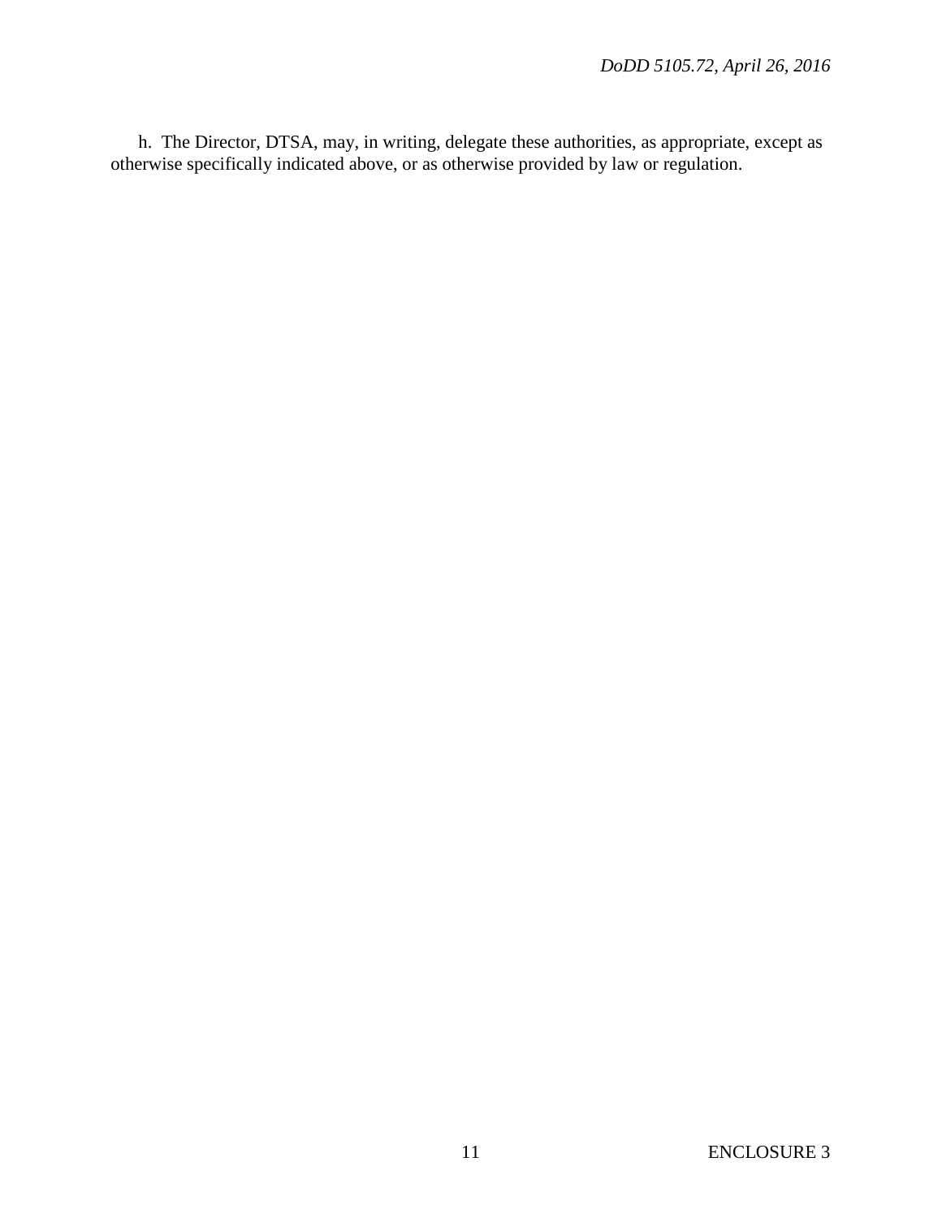h. The Director, DTSA, may, in writing, delegate these authorities, as appropriate, except as otherwise specifically indicated above, or as otherwise provided by law or regulation.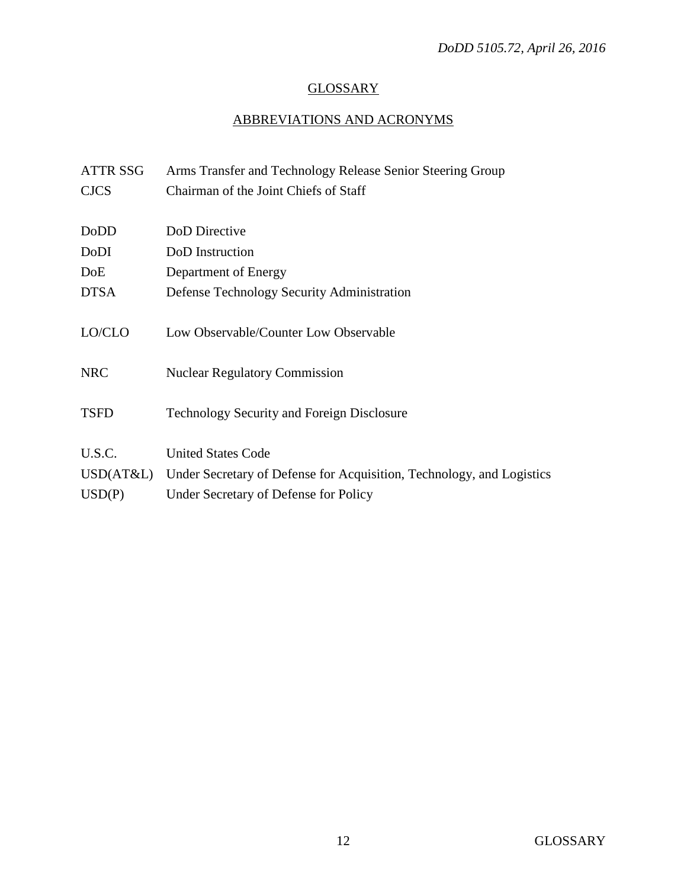# GLOSSARY

## ABBREVIATIONS AND ACRONYMS

| | |
|---|---|
| ATTR SSG | Arms Transfer and Technology Release Senior Steering Group |
| CJCS | Chairman of the Joint Chiefs of Staff |
| DoDD | DoD Directive |
| DoDI | DoD Instruction |
| DoE | Department of Energy |
| DTSA | Defense Technology Security Administration |
| LO/CLO | Low Observable/Counter Low Observable |
| NRC | Nuclear Regulatory Commission |
| TSFD | Technology Security and Foreign Disclosure |
| U.S.C. | United States Code |
| USD(AT&L) | Under Secretary of Defense for Acquisition, Technology, and Logistics |
| USD(P) | Under Secretary of Defense for Policy |